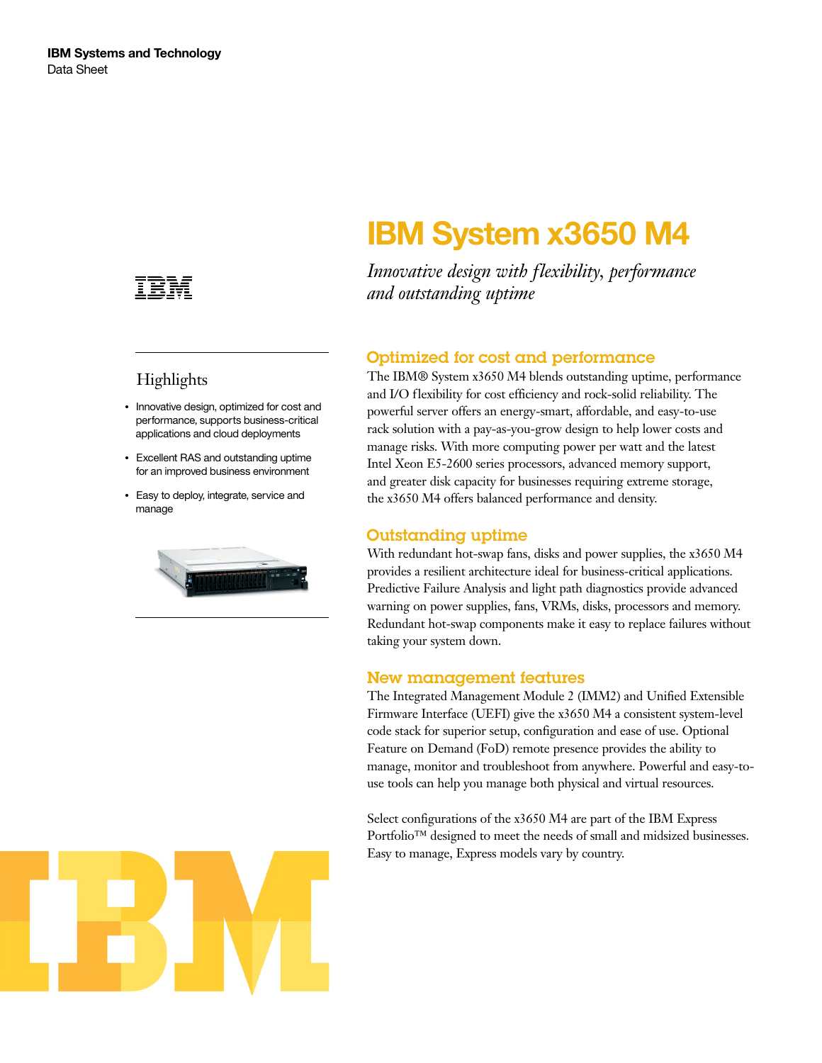**IBM Systems and Technology**
Data Sheet

# IBM System x3650 M4

*Innovative design with flexibility, performance and outstanding uptime*

## Highlights

- Innovative design, optimized for cost and performance, supports business-critical applications and cloud deployments
- Excellent RAS and outstanding uptime for an improved business environment
- Easy to deploy, integrate, service and manage

## Optimized for cost and performance

The IBM® System x3650 M4 blends outstanding uptime, performance and I/O flexibility for cost efficiency and rock-solid reliability. The powerful server offers an energy-smart, affordable, and easy-to-use rack solution with a pay-as-you-grow design to help lower costs and manage risks. With more computing power per watt and the latest Intel Xeon E5-2600 series processors, advanced memory support, and greater disk capacity for businesses requiring extreme storage, the x3650 M4 offers balanced performance and density.

## Outstanding uptime

With redundant hot-swap fans, disks and power supplies, the x3650 M4 provides a resilient architecture ideal for business-critical applications. Predictive Failure Analysis and light path diagnostics provide advanced warning on power supplies, fans, VRMs, disks, processors and memory. Redundant hot-swap components make it easy to replace failures without taking your system down.

## New management features

The Integrated Management Module 2 (IMM2) and Unified Extensible Firmware Interface (UEFI) give the x3650 M4 a consistent system-level code stack for superior setup, configuration and ease of use. Optional Feature on Demand (FoD) remote presence provides the ability to manage, monitor and troubleshoot from anywhere. Powerful and easy-to-use tools can help you manage both physical and virtual resources.

Select configurations of the x3650 M4 are part of the IBM Express Portfolio™ designed to meet the needs of small and midsized businesses. Easy to manage, Express models vary by country.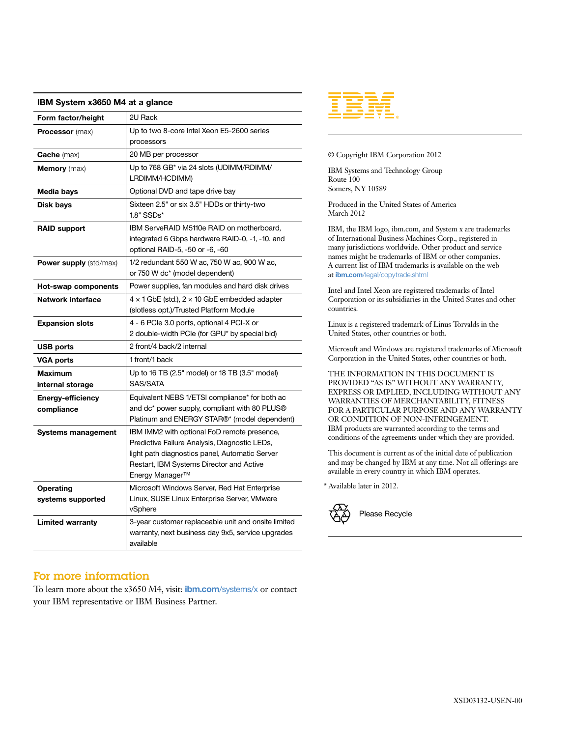| IBM System x3650 M4 at a glance | |
|---|---|
| **Form factor/height** | 2U Rack |
| **Processor** (max) | Up to two 8-core Intel Xeon E5-2600 series processors |
| **Cache** (max) | 20 MB per processor |
| **Memory** (max) | Up to 768 GB* via 24 slots (UDIMM/RDIMM/LRDIMM/HCDIMM) |
| **Media bays** | Optional DVD and tape drive bay |
| **Disk bays** | Sixteen 2.5" or six 3.5" HDDs or thirty-two 1.8" SSDs* |
| **RAID support** | IBM ServeRAID M5110e RAID on motherboard, integrated 6 Gbps hardware RAID-0, -1, -10, and optional RAID-5, -50 or -6, -60 |
| **Power supply** (std/max) | 1/2 redundant 550 W ac, 750 W ac, 900 W ac, or 750 W dc* (model dependent) |
| **Hot-swap components** | Power supplies, fan modules and hard disk drives |
| **Network interface** | 4 × 1 GbE (std.), 2 × 10 GbE embedded adapter (slotless opt.)/Trusted Platform Module |
| **Expansion slots** | 4 - 6 PCIe 3.0 ports, optional 4 PCI-X or 2 double-width PCIe (for GPU* by special bid) |
| **USB ports** | 2 front/4 back/2 internal |
| **VGA ports** | 1 front/1 back |
| **Maximum internal storage** | Up to 16 TB (2.5" model) or 18 TB (3.5" model) SAS/SATA |
| **Energy-efficiency compliance** | Equivalent NEBS 1/ETSI compliance* for both ac and dc* power supply, compliant with 80 PLUS® Platinum and ENERGY STAR®* (model dependent) |
| **Systems management** | IBM IMM2 with optional FoD remote presence, Predictive Failure Analysis, Diagnostic LEDs, light path diagnostics panel, Automatic Server Restart, IBM Systems Director and Active Energy Manager™ |
| **Operating systems supported** | Microsoft Windows Server, Red Hat Enterprise Linux, SUSE Linux Enterprise Server, VMware vSphere |
| **Limited warranty** | 3-year customer replaceable unit and onsite limited warranty, next business day 9x5, service upgrades available |

## For more information

To learn more about the x3650 M4, visit: **ibm.com**/systems/x or contact your IBM representative or IBM Business Partner.

© Copyright IBM Corporation 2012

IBM Systems and Technology Group
Route 100
Somers, NY 10589

Produced in the United States of America
March 2012

IBM, the IBM logo, ibm.com, and System x are trademarks of International Business Machines Corp., registered in many jurisdictions worldwide. Other product and service names might be trademarks of IBM or other companies. A current list of IBM trademarks is available on the web at **ibm.com**/legal/copytrade.shtml

Intel and Intel Xeon are registered trademarks of Intel Corporation or its subsidiaries in the United States and other countries.

Linux is a registered trademark of Linus Torvalds in the United States, other countries or both.

Microsoft and Windows are registered trademarks of Microsoft Corporation in the United States, other countries or both.

THE INFORMATION IN THIS DOCUMENT IS PROVIDED "AS IS" WITHOUT ANY WARRANTY, EXPRESS OR IMPLIED, INCLUDING WITHOUT ANY WARRANTIES OF MERCHANTABILITY, FITNESS FOR A PARTICULAR PURPOSE AND ANY WARRANTY OR CONDITION OF NON-INFRINGEMENT. IBM products are warranted according to the terms and conditions of the agreements under which they are provided.

This document is current as of the initial date of publication and may be changed by IBM at any time. Not all offerings are available in every country in which IBM operates.

* Available later in 2012.

Please Recycle

XSD03132-USEN-00